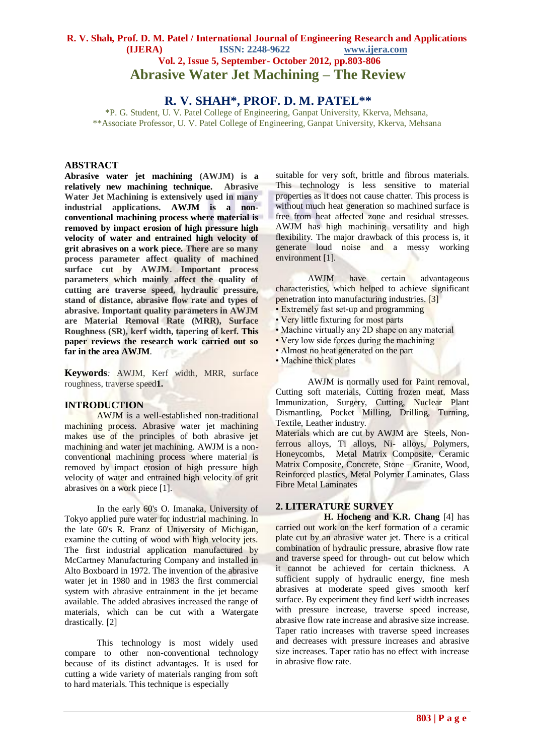# Abrasive Water Jet Machining – The Review

## R. V. SHAH*, PROF. D. M. PATEL**

*P. G. Student, U. V. Patel College of Engineering, Ganpat University, Kkerva, Mehsana,
**Associate Professor, U. V. Patel College of Engineering, Ganpat University, Kkerva, Mehsana

## ABSTRACT

**Abrasive water jet machining (AWJM) is a relatively new machining technique. Abrasive Water Jet Machining is extensively used in many industrial applications. AWJM is a non-conventional machining process where material is removed by impact erosion of high pressure high velocity of water and entrained high velocity of grit abrasives on a work piece. There are so many process parameter affect quality of machined surface cut by AWJM. Important process parameters which mainly affect the quality of cutting are traverse speed, hydraulic pressure, stand of distance, abrasive flow rate and types of abrasive. Important quality parameters in AWJM are Material Removal Rate (MRR), Surface Roughness (SR), kerf width, tapering of kerf. This paper reviews the research work carried out so far in the area AWJM**.

**Keywords***:* AWJM, Kerf width, MRR, surface roughness, traverse speed**1.**

## INTRODUCTION

AWJM is a well-established non-traditional machining process. Abrasive water jet machining makes use of the principles of both abrasive jet machining and water jet machining. AWJM is a non-conventional machining process where material is removed by impact erosion of high pressure high velocity of water and entrained high velocity of grit abrasives on a work piece [1].

In the early 60's O. Imanaka, University of Tokyo applied pure water for industrial machining. In the late 60's R. Franz of University of Michigan, examine the cutting of wood with high velocity jets. The first industrial application manufactured by McCartney Manufacturing Company and installed in Alto Boxboard in 1972. The invention of the abrasive water jet in 1980 and in 1983 the first commercial system with abrasive entrainment in the jet became available. The added abrasives increased the range of materials, which can be cut with a Watergate drastically. [2]

This technology is most widely used compare to other non-conventional technology because of its distinct advantages. It is used for cutting a wide variety of materials ranging from soft to hard materials. This technique is especially suitable for very soft, brittle and fibrous materials. This technology is less sensitive to material properties as it does not cause chatter. This process is without much heat generation so machined surface is free from heat affected zone and residual stresses. AWJM has high machining versatility and high flexibility. The major drawback of this process is, it generate loud noise and a messy working environment [1].

AWJM have certain advantageous characteristics, which helped to achieve significant penetration into manufacturing industries. [3]

- Extremely fast set-up and programming
- Very little fixturing for most parts
- Machine virtually any 2D shape on any material
- Very low side forces during the machining
- Almost no heat generated on the part
- Machine thick plates

AWJM is normally used for Paint removal, Cutting soft materials, Cutting frozen meat, Mass Immunization, Surgery, Cutting, Nuclear Plant Dismantling, Pocket Milling, Drilling, Turning, Textile, Leather industry.

Materials which are cut by AWJM are Steels, Non-ferrous alloys, Ti alloys, Ni- alloys, Polymers, Honeycombs, Metal Matrix Composite, Ceramic Matrix Composite, Concrete, Stone – Granite, Wood, Reinforced plastics, Metal Polymer Laminates, Glass Fibre Metal Laminates

## 2. LITERATURE SURVEY

**H. Hocheng and K.R. Chang** [4] has carried out work on the kerf formation of a ceramic plate cut by an abrasive water jet. There is a critical combination of hydraulic pressure, abrasive flow rate and traverse speed for through- out cut below which it cannot be achieved for certain thickness. A sufficient supply of hydraulic energy, fine mesh abrasives at moderate speed gives smooth kerf surface. By experiment they find kerf width increases with pressure increase, traverse speed increase, abrasive flow rate increase and abrasive size increase. Taper ratio increases with traverse speed increases and decreases with pressure increases and abrasive size increases. Taper ratio has no effect with increase in abrasive flow rate.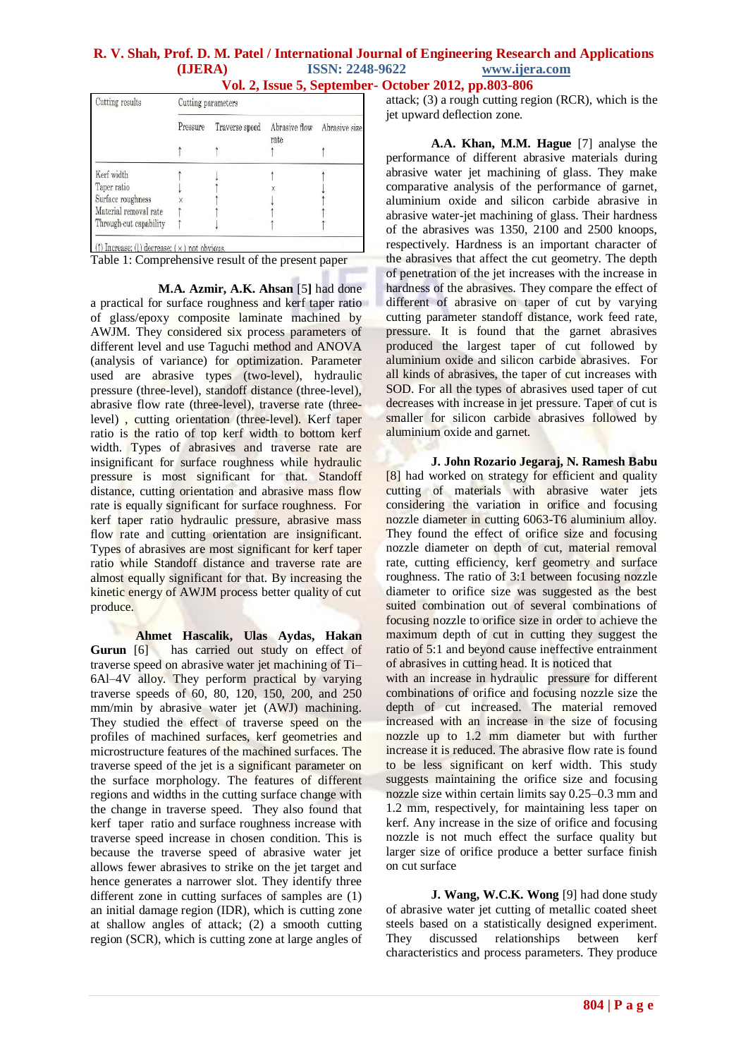| Cutting results | Cutting parameters | | | |
|---|---|---|---|---|
| | Pressure | Traverse speed | Abrasive flow rate | Abrasive size |
| | ↑ | ↑ | ↑ | ↑ |
| Kerf width | ↑ | ↓ | ↑ | ↑ |
| Taper ratio | ↓ | ↑ | × | ↓ |
| Surface roughness | × | ↑ | ↓ | ↑ |
| Material removal rate | ↑ | ↑ | ↑ | ↑ |
| Through-cut capability | ↑ | ↓ | ↑ | ↑ |

(↑) Increase; (↓) decrease; (×) not obvious.

Table 1: Comprehensive result of the present paper

**M.A. Azmir, A.K. Ahsan** [5] had done a practical for surface roughness and kerf taper ratio of glass/epoxy composite laminate machined by AWJM. They considered six process parameters of different level and use Taguchi method and ANOVA (analysis of variance) for optimization. Parameter used are abrasive types (two-level), hydraulic pressure (three-level), standoff distance (three-level), abrasive flow rate (three-level), traverse rate (three-level) , cutting orientation (three-level). Kerf taper ratio is the ratio of top kerf width to bottom kerf width. Types of abrasives and traverse rate are insignificant for surface roughness while hydraulic pressure is most significant for that. Standoff distance, cutting orientation and abrasive mass flow rate is equally significant for surface roughness. For kerf taper ratio hydraulic pressure, abrasive mass flow rate and cutting orientation are insignificant. Types of abrasives are most significant for kerf taper ratio while Standoff distance and traverse rate are almost equally significant for that. By increasing the kinetic energy of AWJM process better quality of cut produce.

**Ahmet Hascalik, Ulas Aydas, Hakan Gurun** [6] has carried out study on effect of traverse speed on abrasive water jet machining of Ti–6Al–4V alloy. They perform practical by varying traverse speeds of 60, 80, 120, 150, 200, and 250 mm/min by abrasive water jet (AWJ) machining. They studied the effect of traverse speed on the profiles of machined surfaces, kerf geometries and microstructure features of the machined surfaces. The traverse speed of the jet is a significant parameter on the surface morphology. The features of different regions and widths in the cutting surface change with the change in traverse speed. They also found that kerf taper ratio and surface roughness increase with traverse speed increase in chosen condition. This is because the traverse speed of abrasive water jet allows fewer abrasives to strike on the jet target and hence generates a narrower slot. They identify three different zone in cutting surfaces of samples are (1) an initial damage region (IDR), which is cutting zone at shallow angles of attack; (2) a smooth cutting region (SCR), which is cutting zone at large angles of attack; (3) a rough cutting region (RCR), which is the jet upward deflection zone.

**A.A. Khan, M.M. Hague** [7] analyse the performance of different abrasive materials during abrasive water jet machining of glass. They make comparative analysis of the performance of garnet, aluminium oxide and silicon carbide abrasive in abrasive water-jet machining of glass. Their hardness of the abrasives was 1350, 2100 and 2500 knoops, respectively. Hardness is an important character of the abrasives that affect the cut geometry. The depth of penetration of the jet increases with the increase in hardness of the abrasives. They compare the effect of different of abrasive on taper of cut by varying cutting parameter standoff distance, work feed rate, pressure. It is found that the garnet abrasives produced the largest taper of cut followed by aluminium oxide and silicon carbide abrasives. For all kinds of abrasives, the taper of cut increases with SOD. For all the types of abrasives used taper of cut decreases with increase in jet pressure. Taper of cut is smaller for silicon carbide abrasives followed by aluminium oxide and garnet.

**J. John Rozario Jegaraj, N. Ramesh Babu** [8] had worked on strategy for efficient and quality cutting of materials with abrasive water jets considering the variation in orifice and focusing nozzle diameter in cutting 6063-T6 aluminium alloy. They found the effect of orifice size and focusing nozzle diameter on depth of cut, material removal rate, cutting efficiency, kerf geometry and surface roughness. The ratio of 3:1 between focusing nozzle diameter to orifice size was suggested as the best suited combination out of several combinations of focusing nozzle to orifice size in order to achieve the maximum depth of cut in cutting they suggest the ratio of 5:1 and beyond cause ineffective entrainment of abrasives in cutting head. It is noticed that with an increase in hydraulic pressure for different combinations of orifice and focusing nozzle size the depth of cut increased. The material removed increased with an increase in the size of focusing nozzle up to 1.2 mm diameter but with further increase it is reduced. The abrasive flow rate is found to be less significant on kerf width. This study suggests maintaining the orifice size and focusing nozzle size within certain limits say 0.25–0.3 mm and 1.2 mm, respectively, for maintaining less taper on kerf. Any increase in the size of orifice and focusing nozzle is not much effect the surface quality but larger size of orifice produce a better surface finish on cut surface

**J. Wang, W.C.K. Wong** [9] had done study of abrasive water jet cutting of metallic coated sheet steels based on a statistically designed experiment. They discussed relationships between kerf characteristics and process parameters. They produce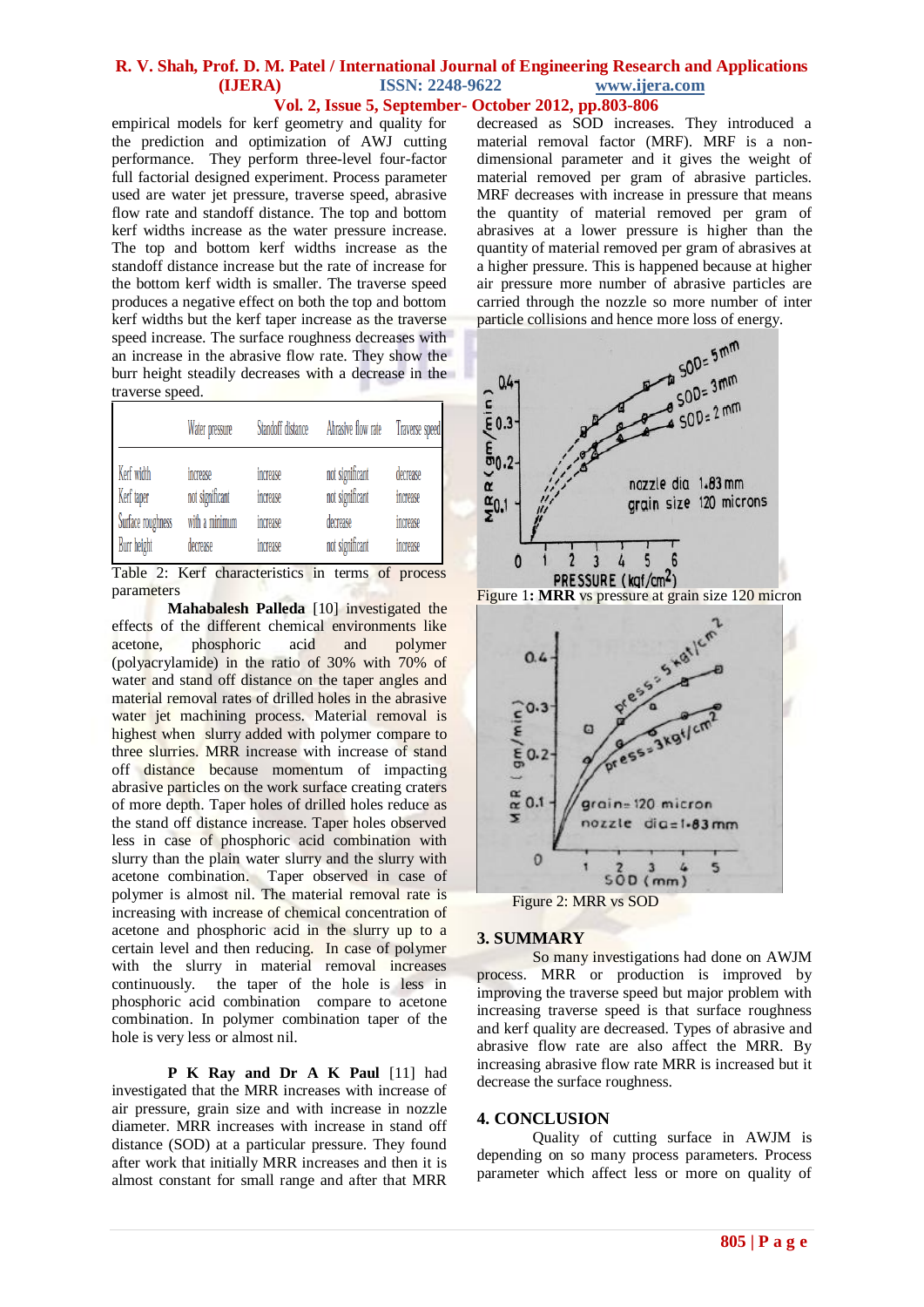empirical models for kerf geometry and quality for the prediction and optimization of AWJ cutting performance. They perform three-level four-factor full factorial designed experiment. Process parameter used are water jet pressure, traverse speed, abrasive flow rate and standoff distance. The top and bottom kerf widths increase as the water pressure increase. The top and bottom kerf widths increase as the standoff distance increase but the rate of increase for the bottom kerf width is smaller. The traverse speed produces a negative effect on both the top and bottom kerf widths but the kerf taper increase as the traverse speed increase. The surface roughness decreases with an increase in the abrasive flow rate. They show the burr height steadily decreases with a decrease in the traverse speed.

| | Water pressure | Standoff distance | Abrasive flow rate | Traverse speed |
|---|---|---|---|---|
| Kerf width | increase | increase | not significant | decrease |
| Kerf taper | not significant | increase | not significant | increase |
| Surface roughness | with a minimum | increase | decrease | increase |
| Burr height | decrease | increase | not significant | increase |

Table 2: Kerf characteristics in terms of process parameters

**Mahabalesh Palleda** [10] investigated the effects of the different chemical environments like acetone, phosphoric acid and polymer (polyacrylamide) in the ratio of 30% with 70% of water and stand off distance on the taper angles and material removal rates of drilled holes in the abrasive water jet machining process. Material removal is highest when slurry added with polymer compare to three slurries. MRR increase with increase of stand off distance because momentum of impacting abrasive particles on the work surface creating craters of more depth. Taper holes of drilled holes reduce as the stand off distance increase. Taper holes observed less in case of phosphoric acid combination with slurry than the plain water slurry and the slurry with acetone combination. Taper observed in case of polymer is almost nil. The material removal rate is increasing with increase of chemical concentration of acetone and phosphoric acid in the slurry up to a certain level and then reducing. In case of polymer with the slurry in material removal increases continuously. the taper of the hole is less in phosphoric acid combination compare to acetone combination. In polymer combination taper of the hole is very less or almost nil.

**P K Ray and Dr A K Paul** [11] had investigated that the MRR increases with increase of air pressure, grain size and with increase in nozzle diameter. MRR increases with increase in stand off distance (SOD) at a particular pressure. They found after work that initially MRR increases and then it is almost constant for small range and after that MRR decreased as SOD increases. They introduced a material removal factor (MRF). MRF is a non-dimensional parameter and it gives the weight of material removed per gram of abrasive particles. MRF decreases with increase in pressure that means the quantity of material removed per gram of abrasives at a lower pressure is higher than the quantity of material removed per gram of abrasives at a higher pressure. This is happened because at higher air pressure more number of abrasive particles are carried through the nozzle so more number of inter particle collisions and hence more loss of energy.

MRR (gm/min)
0.4
0.3
0.2
0.1
SOD= 5mm
SOD= 3mm
SOD= 2 mm
nozzle dia 1.83 mm
grain size 120 microns
0 1 2 3 4 5 6
PRESSURE (kgf/cm²)

Figure 1: **MRR** vs pressure at grain size 120 micron

MRR (gm/min)
0.4
0.3
0.2
0.1
press= 5 kgf/cm²
press= 3kgf/cm²
grain= 120 micron
nozzle dia=1.83mm
0 1 2 3 4 5
SOD (mm)

Figure 2: MRR vs SOD

## 3. SUMMARY

So many investigations had done on AWJM process. MRR or production is improved by improving the traverse speed but major problem with increasing traverse speed is that surface roughness and kerf quality are decreased. Types of abrasive and abrasive flow rate are also affect the MRR. By increasing abrasive flow rate MRR is increased but it decrease the surface roughness.

## 4. CONCLUSION

Quality of cutting surface in AWJM is depending on so many process parameters. Process parameter which affect less or more on quality of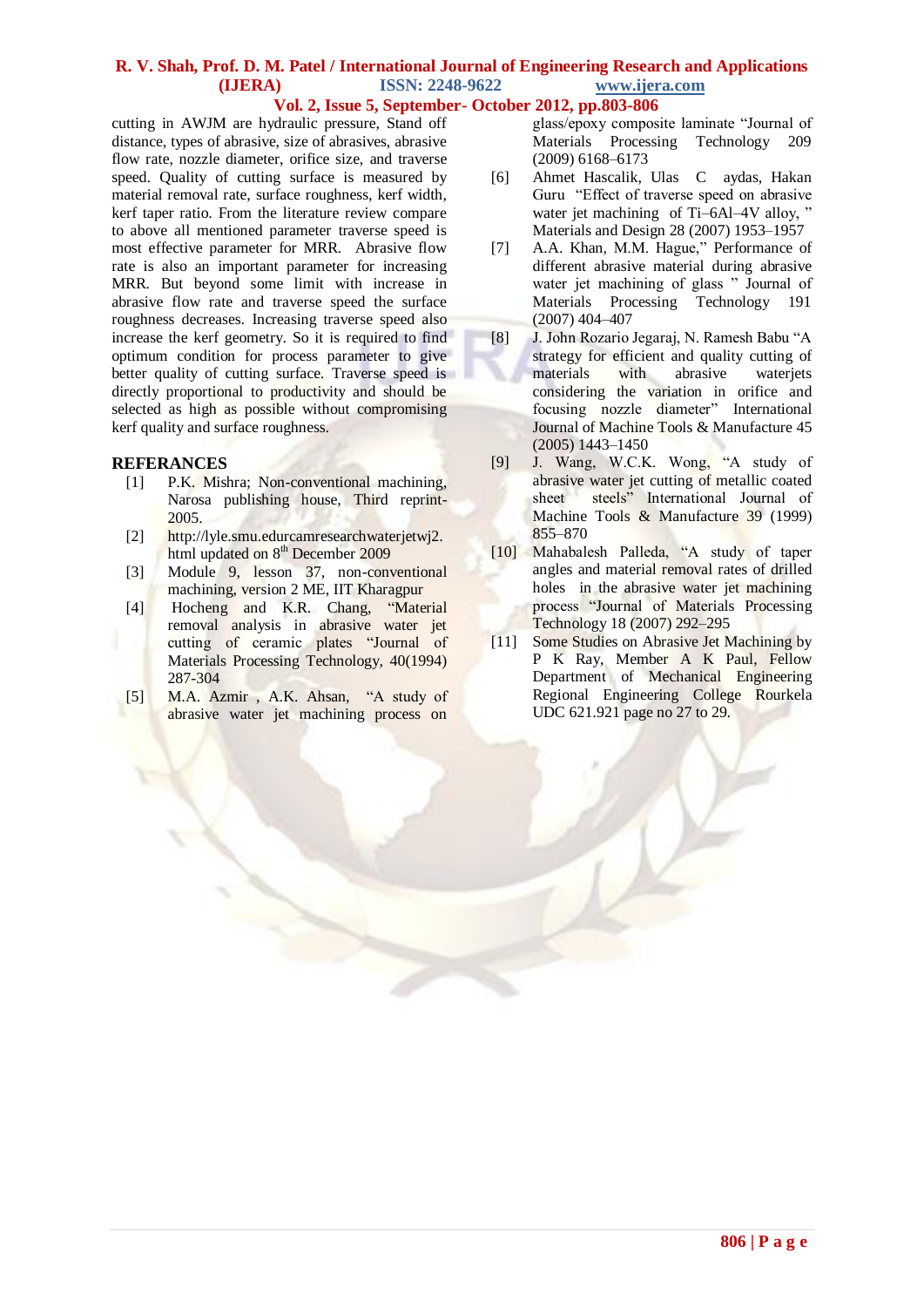cutting in AWJM are hydraulic pressure, Stand off distance, types of abrasive, size of abrasives, abrasive flow rate, nozzle diameter, orifice size, and traverse speed. Quality of cutting surface is measured by material removal rate, surface roughness, kerf width, kerf taper ratio. From the literature review compare to above all mentioned parameter traverse speed is most effective parameter for MRR. Abrasive flow rate is also an important parameter for increasing MRR. But beyond some limit with increase in abrasive flow rate and traverse speed the surface roughness decreases. Increasing traverse speed also increase the kerf geometry. So it is required to find optimum condition for process parameter to give better quality of cutting surface. Traverse speed is directly proportional to productivity and should be selected as high as possible without compromising kerf quality and surface roughness.

## REFERANCES

[1] P.K. Mishra; Non-conventional machining, Narosa publishing house, Third reprint-2005.

[2] http://lyle.smu.educamresearchwaterjetwj2.html updated on 8th December 2009

[3] Module 9, lesson 37, non-conventional machining, version 2 ME, IIT Kharagpur

[4] Hocheng and K.R. Chang, "Material removal analysis in abrasive water jet cutting of ceramic plates "Journal of Materials Processing Technology, 40(1994) 287-304

[5] M.A. Azmir , A.K. Ahsan, "A study of abrasive water jet machining process on glass/epoxy composite laminate "Journal of Materials Processing Technology 209 (2009) 6168–6173

[6] Ahmet Hascalik, Ulas C aydas, Hakan Guru "Effect of traverse speed on abrasive water jet machining of Ti–6Al–4V alloy, " Materials and Design 28 (2007) 1953–1957

[7] A.A. Khan, M.M. Hague," Performance of different abrasive material during abrasive water jet machining of glass " Journal of Materials Processing Technology 191 (2007) 404–407

[8] J. John Rozario Jegaraj, N. Ramesh Babu "A strategy for efficient and quality cutting of materials with abrasive waterjets considering the variation in orifice and focusing nozzle diameter" International Journal of Machine Tools & Manufacture 45 (2005) 1443–1450

[9] J. Wang, W.C.K. Wong, "A study of abrasive water jet cutting of metallic coated sheet steels" International Journal of Machine Tools & Manufacture 39 (1999) 855–870

[10] Mahabalesh Palleda, "A study of taper angles and material removal rates of drilled holes in the abrasive water jet machining process "Journal of Materials Processing Technology 18 (2007) 292–295

[11] Some Studies on Abrasive Jet Machining by P K Ray, Member A K Paul, Fellow Department of Mechanical Engineering Regional Engineering College Rourkela UDC 621.921 page no 27 to 29.